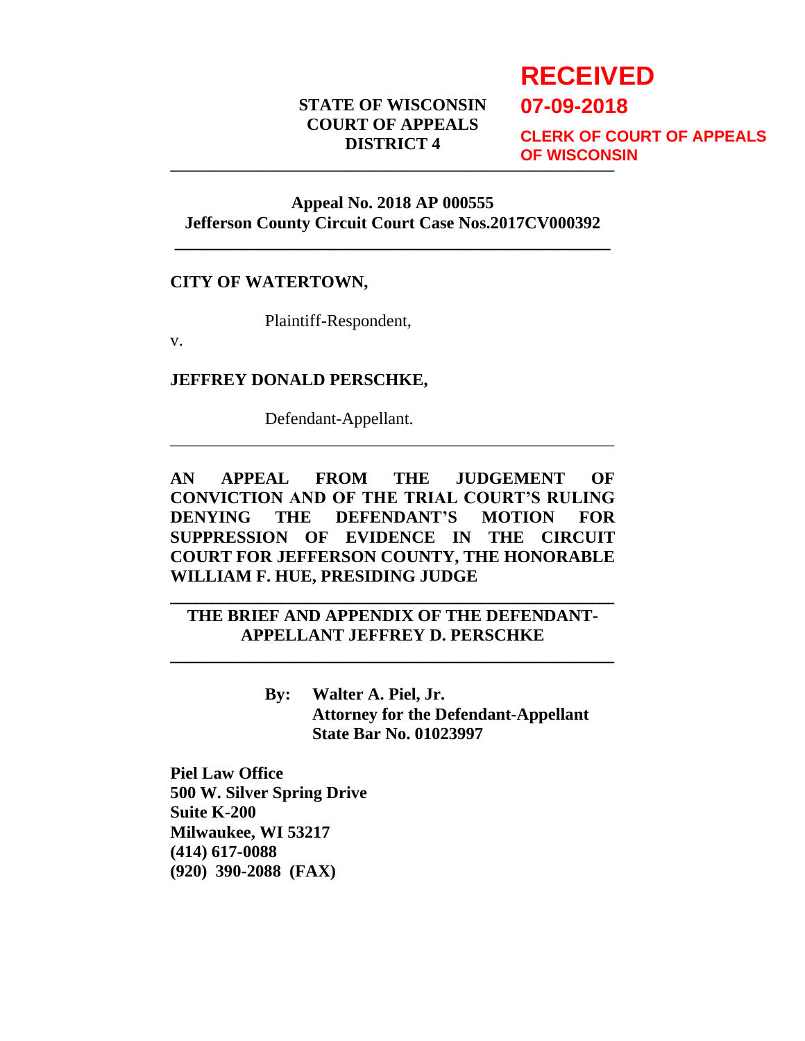**RECEIVED**
**07-09-2018**
**CLERK OF COURT OF APPEALS OF WISCONSIN**

**STATE OF WISCONSIN**
**COURT OF APPEALS**
**DISTRICT 4**

---

**Appeal No. 2018 AP 000555**
**Jefferson County Circuit Court Case Nos.2017CV000392**

---

**CITY OF WATERTOWN,**

Plaintiff-Respondent,

v.

**JEFFREY DONALD PERSCHKE,**

Defendant-Appellant.

---

**AN APPEAL FROM THE JUDGEMENT OF CONVICTION AND OF THE TRIAL COURT'S RULING DENYING THE DEFENDANT'S MOTION FOR SUPPRESSION OF EVIDENCE IN THE CIRCUIT COURT FOR JEFFERSON COUNTY, THE HONORABLE WILLIAM F. HUE, PRESIDING JUDGE**

---

**THE BRIEF AND APPENDIX OF THE DEFENDANT-APPELLANT JEFFREY D. PERSCHKE**

---

**By: Walter A. Piel, Jr.**
**Attorney for the Defendant-Appellant**
**State Bar No. 01023997**

**Piel Law Office**
**500 W. Silver Spring Drive**
**Suite K-200**
**Milwaukee, WI 53217**
**(414) 617-0088**
**(920) 390-2088 (FAX)**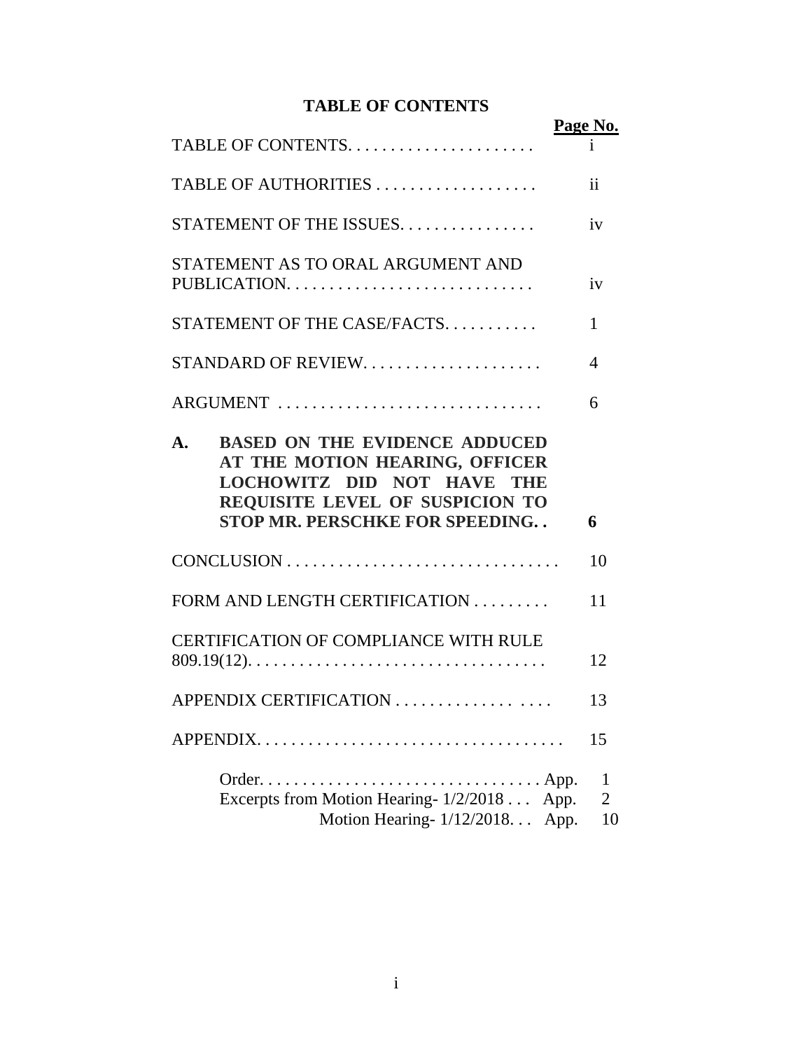# TABLE OF CONTENTS

| | Page No. |
|---|---|
| TABLE OF CONTENTS | i |
| TABLE OF AUTHORITIES | ii |
| STATEMENT OF THE ISSUES | iv |
| STATEMENT AS TO ORAL ARGUMENT AND PUBLICATION | iv |
| STATEMENT OF THE CASE/FACTS | 1 |
| STANDARD OF REVIEW | 4 |
| ARGUMENT | 6 |
| **A. BASED ON THE EVIDENCE ADDUCED AT THE MOTION HEARING, OFFICER LOCHOWITZ DID NOT HAVE THE REQUISITE LEVEL OF SUSPICION TO STOP MR. PERSCHKE FOR SPEEDING** | **6** |
| CONCLUSION | 10 |
| FORM AND LENGTH CERTIFICATION | 11 |
| CERTIFICATION OF COMPLIANCE WITH RULE 809.19(12) | 12 |
| APPENDIX CERTIFICATION | 13 |
| APPENDIX | 15 |
| Order | App. 1 |
| Excerpts from Motion Hearing- 1/2/2018 | App. 2 |
| Motion Hearing- 1/12/2018 | App. 10 |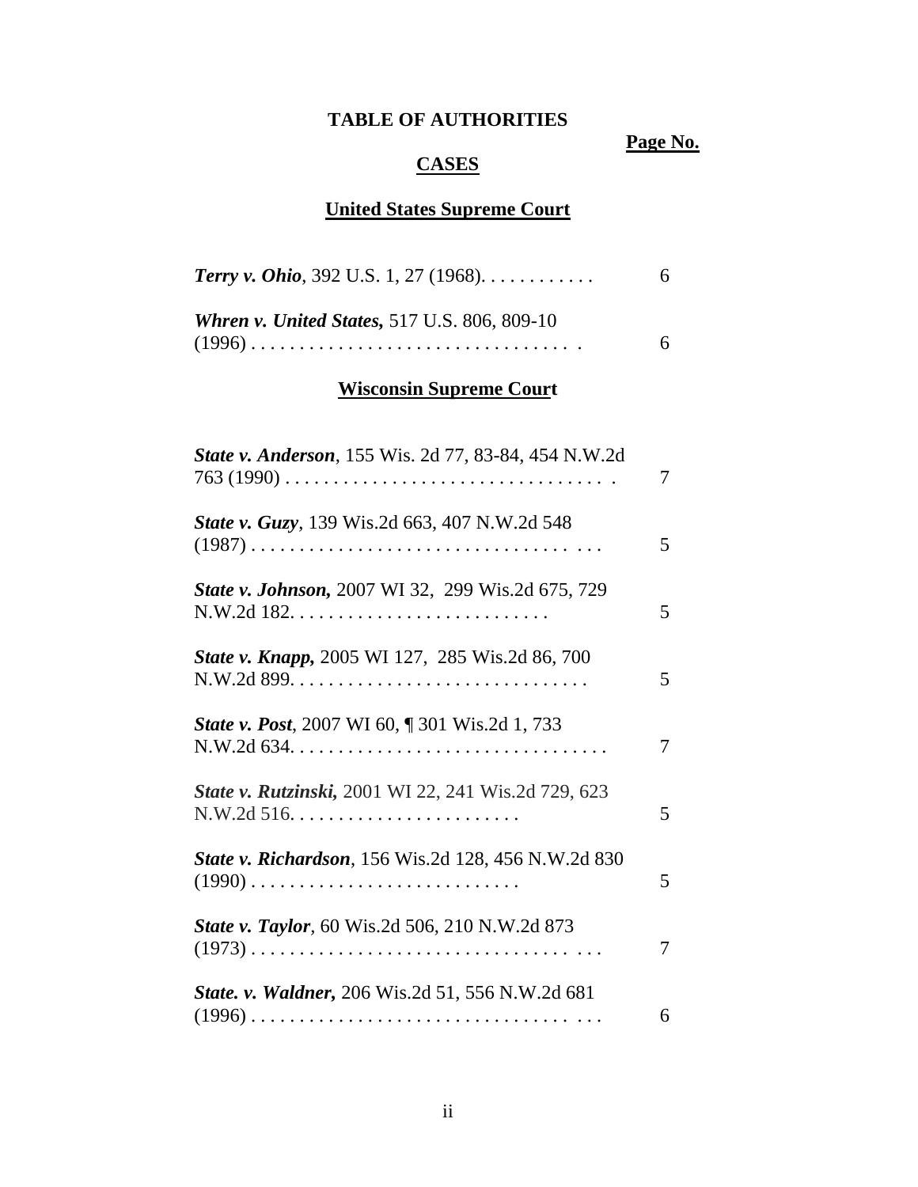# TABLE OF AUTHORITIES

**Page No.**

## CASES

### United States Supreme Court

| Case | Page No. |
|---|---|
| ***Terry v. Ohio***, 392 U.S. 1, 27 (1968). . . . . . . . . . . . | 6 |
| ***Whren v. United States,*** 517 U.S. 806, 809-10 (1996) . . . . . . . . . . . . . . . . . . . . . . . . . . . . . . . . . | 6 |

### Wisconsin Supreme Court

| Case | Page No. |
|---|---|
| ***State v. Anderson***, 155 Wis. 2d 77, 83-84, 454 N.W.2d 763 (1990) . . . . . . . . . . . . . . . . . . . . . . . . . . . . . . . . . | 7 |
| ***State v. Guzy***, 139 Wis.2d 663, 407 N.W.2d 548 (1987) . . . . . . . . . . . . . . . . . . . . . . . . . . . . . . . . . . . . | 5 |
| ***State v. Johnson,*** 2007 WI 32, 299 Wis.2d 675, 729 N.W.2d 182. . . . . . . . . . . . . . . . . . . . . . . . . . | 5 |
| ***State v. Knapp,*** 2005 WI 127, 285 Wis.2d 86, 700 N.W.2d 899. . . . . . . . . . . . . . . . . . . . . . . . . . . . . . . | 5 |
| ***State v. Post***, 2007 WI 60, ¶ 301 Wis.2d 1, 733 N.W.2d 634. . . . . . . . . . . . . . . . . . . . . . . . . . . . . . . . . | 7 |
| ***State v. Rutzinski,*** 2001 WI 22, 241 Wis.2d 729, 623 N.W.2d 516. . . . . . . . . . . . . . . . . . . . . . . . | 5 |
| ***State v. Richardson***, 156 Wis.2d 128, 456 N.W.2d 830 (1990) . . . . . . . . . . . . . . . . . . . . . . . . . . . . | 5 |
| ***State v. Taylor***, 60 Wis.2d 506, 210 N.W.2d 873 (1973) . . . . . . . . . . . . . . . . . . . . . . . . . . . . . . . . . . . . | 7 |
| ***State. v. Waldner,*** 206 Wis.2d 51, 556 N.W.2d 681 (1996) . . . . . . . . . . . . . . . . . . . . . . . . . . . . . . . . . . . . | 6 |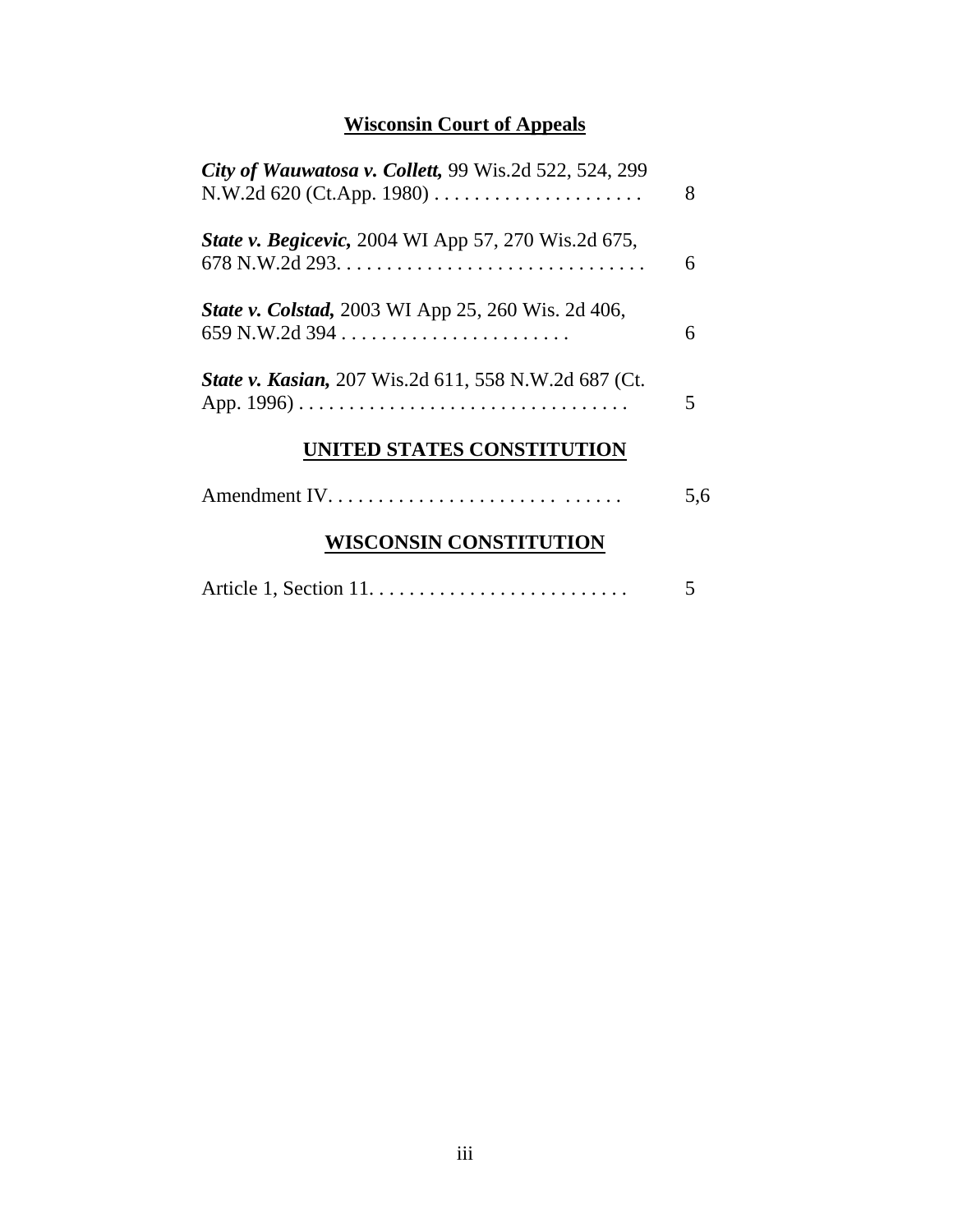## Wisconsin Court of Appeals

***City of Wauwatosa v. Collett,*** 99 Wis.2d 522, 524, 299 N.W.2d 620 (Ct.App. 1980) . . . . . . . . . . . . . . . . . . . . . 8

***State v. Begicevic,*** 2004 WI App 57, 270 Wis.2d 675, 678 N.W.2d 293. . . . . . . . . . . . . . . . . . . . . . . . . . . . . . . 6

***State v. Colstad,*** 2003 WI App 25, 260 Wis. 2d 406, 659 N.W.2d 394 . . . . . . . . . . . . . . . . . . . . . . . 6

***State v. Kasian,*** 207 Wis.2d 611, 558 N.W.2d 687 (Ct. App. 1996) . . . . . . . . . . . . . . . . . . . . . . . . . . . . . . . . . 5

## UNITED STATES CONSTITUTION

Amendment IV. . . . . . . . . . . . . . . . . . . . . . . . . . . . . . . . . 5,6

## WISCONSIN CONSTITUTION

Article 1, Section 11. . . . . . . . . . . . . . . . . . . . . . . . . . 5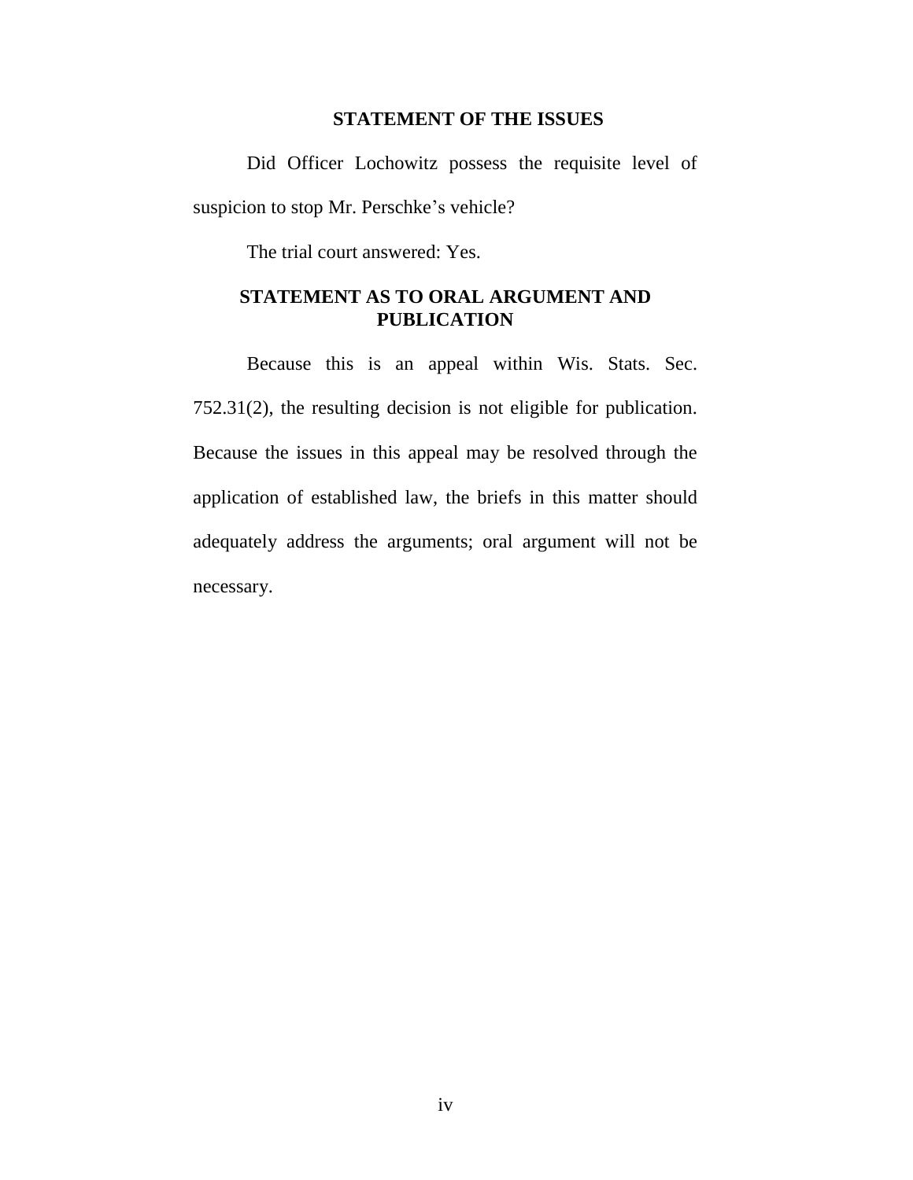## STATEMENT OF THE ISSUES

Did Officer Lochowitz possess the requisite level of suspicion to stop Mr. Perschke's vehicle?

The trial court answered: Yes.

## STATEMENT AS TO ORAL ARGUMENT AND PUBLICATION

Because this is an appeal within Wis. Stats. Sec. 752.31(2), the resulting decision is not eligible for publication. Because the issues in this appeal may be resolved through the application of established law, the briefs in this matter should adequately address the arguments; oral argument will not be necessary.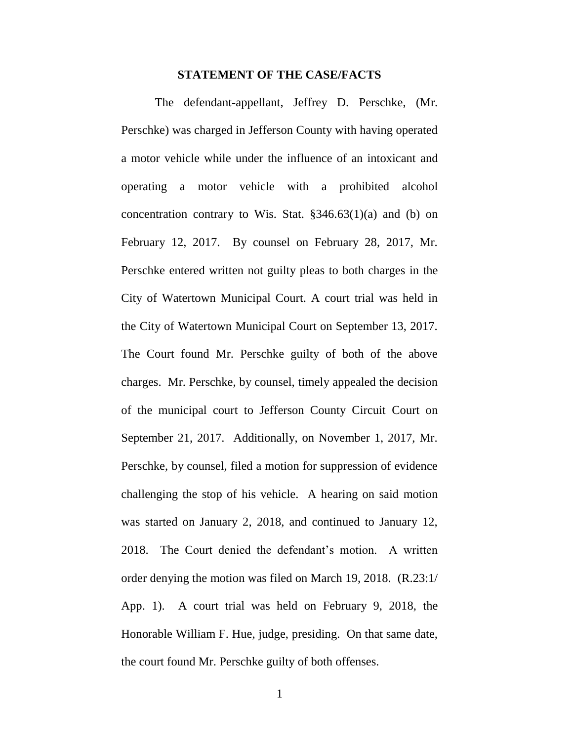## STATEMENT OF THE CASE/FACTS

The defendant-appellant, Jeffrey D. Perschke, (Mr. Perschke) was charged in Jefferson County with having operated a motor vehicle while under the influence of an intoxicant and operating a motor vehicle with a prohibited alcohol concentration contrary to Wis. Stat. §346.63(1)(a) and (b) on February 12, 2017. By counsel on February 28, 2017, Mr. Perschke entered written not guilty pleas to both charges in the City of Watertown Municipal Court. A court trial was held in the City of Watertown Municipal Court on September 13, 2017. The Court found Mr. Perschke guilty of both of the above charges. Mr. Perschke, by counsel, timely appealed the decision of the municipal court to Jefferson County Circuit Court on September 21, 2017. Additionally, on November 1, 2017, Mr. Perschke, by counsel, filed a motion for suppression of evidence challenging the stop of his vehicle. A hearing on said motion was started on January 2, 2018, and continued to January 12, 2018. The Court denied the defendant's motion. A written order denying the motion was filed on March 19, 2018. (R.23:1/ App. 1). A court trial was held on February 9, 2018, the Honorable William F. Hue, judge, presiding. On that same date, the court found Mr. Perschke guilty of both offenses.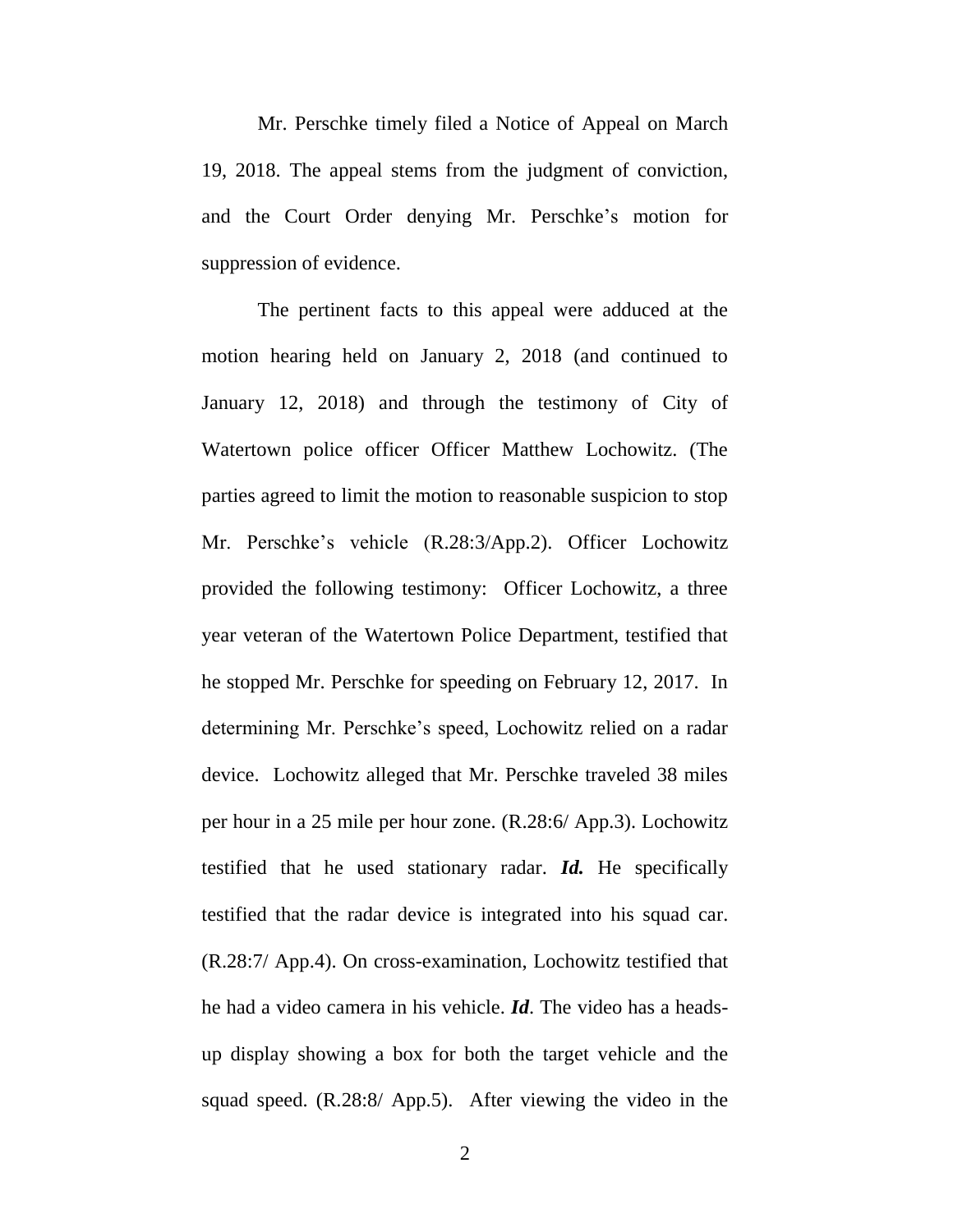Mr. Perschke timely filed a Notice of Appeal on March 19, 2018. The appeal stems from the judgment of conviction, and the Court Order denying Mr. Perschke's motion for suppression of evidence.

The pertinent facts to this appeal were adduced at the motion hearing held on January 2, 2018 (and continued to January 12, 2018) and through the testimony of City of Watertown police officer Officer Matthew Lochowitz. (The parties agreed to limit the motion to reasonable suspicion to stop Mr. Perschke's vehicle (R.28:3/App.2). Officer Lochowitz provided the following testimony: Officer Lochowitz, a three year veteran of the Watertown Police Department, testified that he stopped Mr. Perschke for speeding on February 12, 2017. In determining Mr. Perschke's speed, Lochowitz relied on a radar device. Lochowitz alleged that Mr. Perschke traveled 38 miles per hour in a 25 mile per hour zone. (R.28:6/ App.3). Lochowitz testified that he used stationary radar. ***Id.*** He specifically testified that the radar device is integrated into his squad car. (R.28:7/ App.4). On cross-examination, Lochowitz testified that he had a video camera in his vehicle. ***Id***. The video has a heads-up display showing a box for both the target vehicle and the squad speed. (R.28:8/ App.5). After viewing the video in the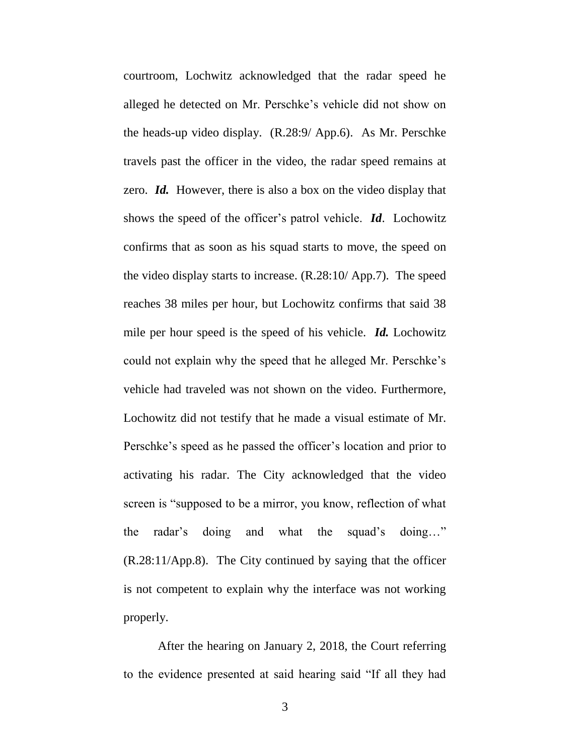courtroom, Lochwitz acknowledged that the radar speed he alleged he detected on Mr. Perschke's vehicle did not show on the heads-up video display. (R.28:9/ App.6). As Mr. Perschke travels past the officer in the video, the radar speed remains at zero. ***Id.*** However, there is also a box on the video display that shows the speed of the officer's patrol vehicle. ***Id***. Lochowitz confirms that as soon as his squad starts to move, the speed on the video display starts to increase. (R.28:10/ App.7). The speed reaches 38 miles per hour, but Lochowitz confirms that said 38 mile per hour speed is the speed of his vehicle. ***Id.*** Lochowitz could not explain why the speed that he alleged Mr. Perschke's vehicle had traveled was not shown on the video. Furthermore, Lochowitz did not testify that he made a visual estimate of Mr. Perschke's speed as he passed the officer's location and prior to activating his radar. The City acknowledged that the video screen is "supposed to be a mirror, you know, reflection of what the radar's doing and what the squad's doing…" (R.28:11/App.8). The City continued by saying that the officer is not competent to explain why the interface was not working properly.

After the hearing on January 2, 2018, the Court referring to the evidence presented at said hearing said "If all they had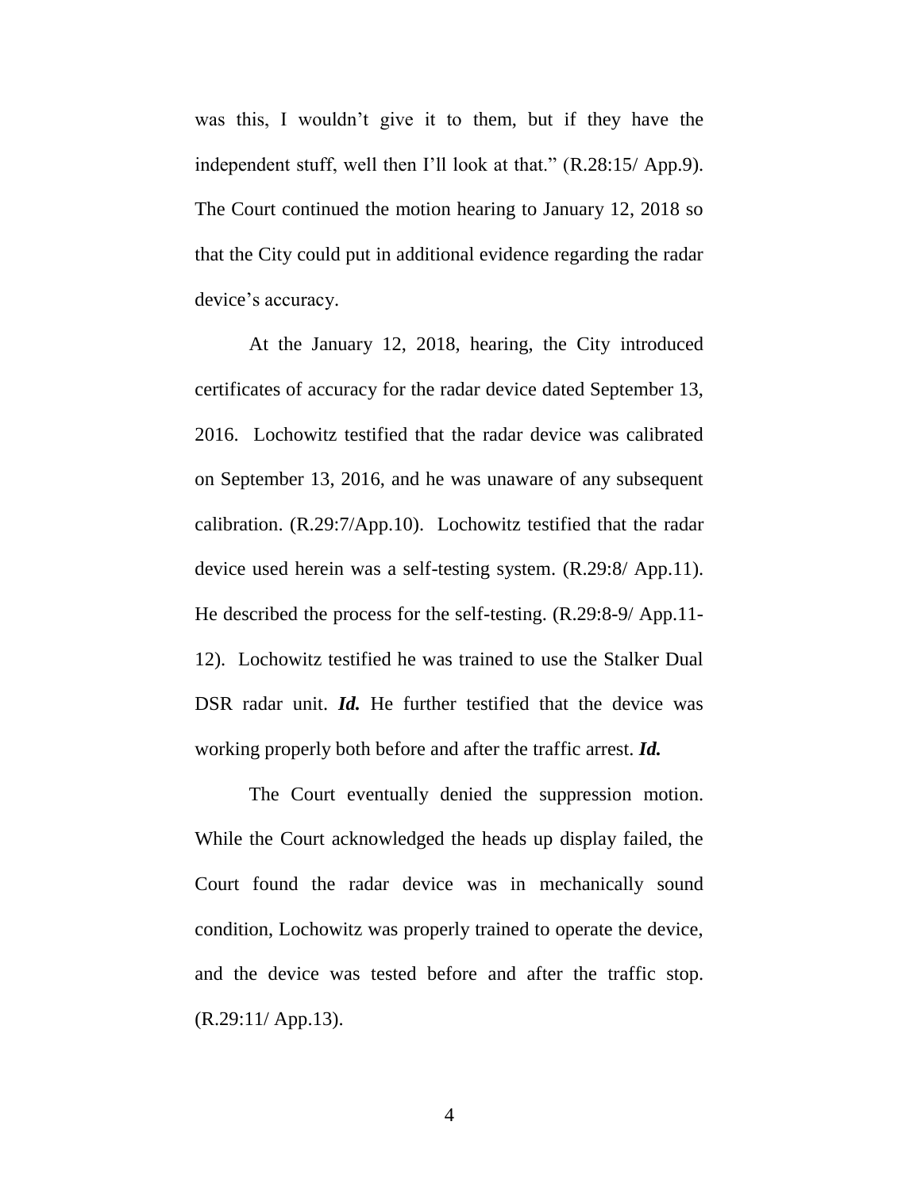was this, I wouldn't give it to them, but if they have the independent stuff, well then I'll look at that." (R.28:15/ App.9). The Court continued the motion hearing to January 12, 2018 so that the City could put in additional evidence regarding the radar device's accuracy.

At the January 12, 2018, hearing, the City introduced certificates of accuracy for the radar device dated September 13, 2016. Lochowitz testified that the radar device was calibrated on September 13, 2016, and he was unaware of any subsequent calibration. (R.29:7/App.10). Lochowitz testified that the radar device used herein was a self-testing system. (R.29:8/ App.11). He described the process for the self-testing. (R.29:8-9/ App.11-12). Lochowitz testified he was trained to use the Stalker Dual DSR radar unit. ***Id.*** He further testified that the device was working properly both before and after the traffic arrest. ***Id.***

The Court eventually denied the suppression motion. While the Court acknowledged the heads up display failed, the Court found the radar device was in mechanically sound condition, Lochowitz was properly trained to operate the device, and the device was tested before and after the traffic stop. (R.29:11/ App.13).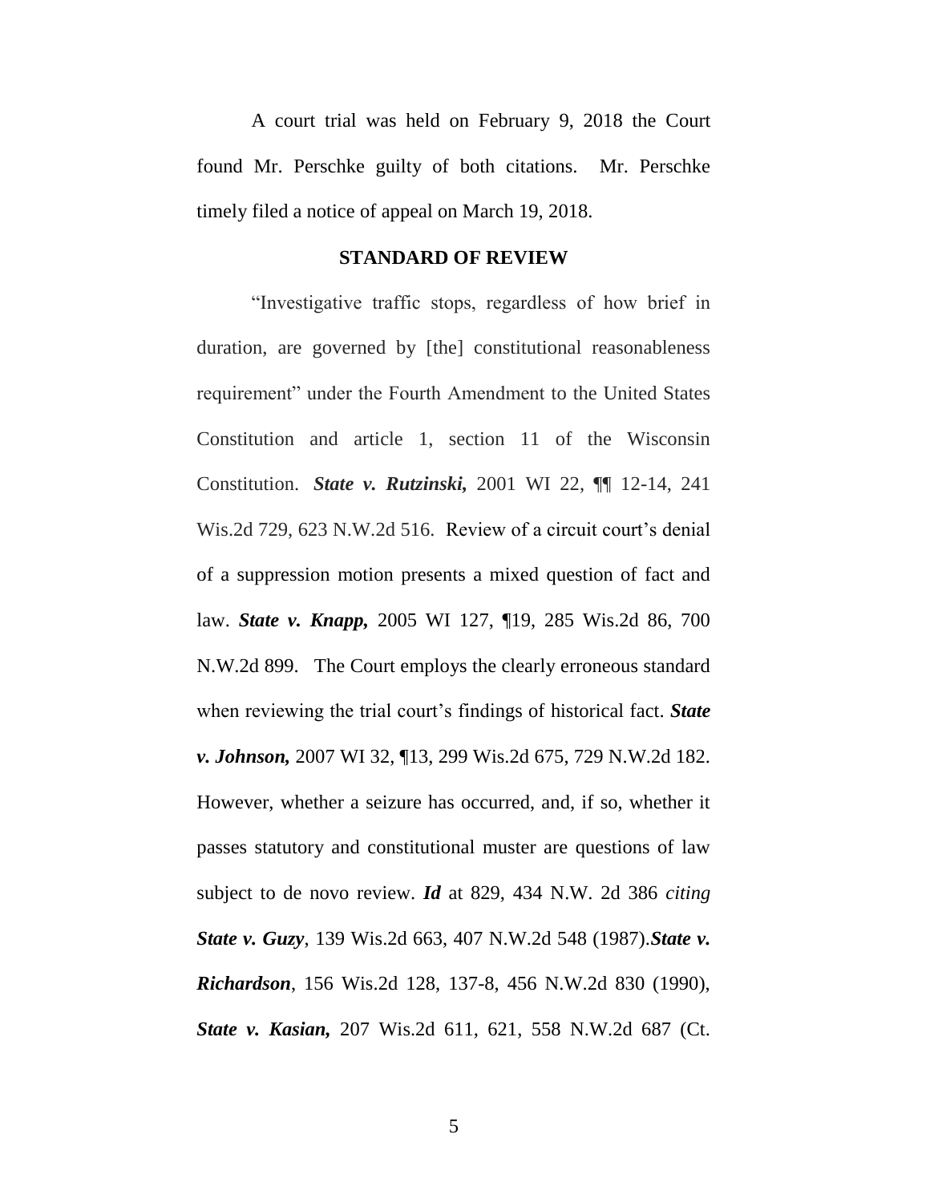A court trial was held on February 9, 2018 the Court found Mr. Perschke guilty of both citations. Mr. Perschke timely filed a notice of appeal on March 19, 2018.

## STANDARD OF REVIEW

"Investigative traffic stops, regardless of how brief in duration, are governed by [the] constitutional reasonableness requirement" under the Fourth Amendment to the United States Constitution and article 1, section 11 of the Wisconsin Constitution. ***State v. Rutzinski,*** 2001 WI 22, ¶¶ 12-14, 241 Wis.2d 729, 623 N.W.2d 516. Review of a circuit court's denial of a suppression motion presents a mixed question of fact and law. ***State v. Knapp,*** 2005 WI 127, ¶19, 285 Wis.2d 86, 700 N.W.2d 899. The Court employs the clearly erroneous standard when reviewing the trial court's findings of historical fact. ***State v. Johnson,*** 2007 WI 32, ¶13, 299 Wis.2d 675, 729 N.W.2d 182. However, whether a seizure has occurred, and, if so, whether it passes statutory and constitutional muster are questions of law subject to de novo review. ***Id*** at 829, 434 N.W. 2d 386 *citing* ***State v. Guzy***, 139 Wis.2d 663, 407 N.W.2d 548 (1987).***State v. Richardson***, 156 Wis.2d 128, 137-8, 456 N.W.2d 830 (1990), ***State v. Kasian,*** 207 Wis.2d 611, 621, 558 N.W.2d 687 (Ct.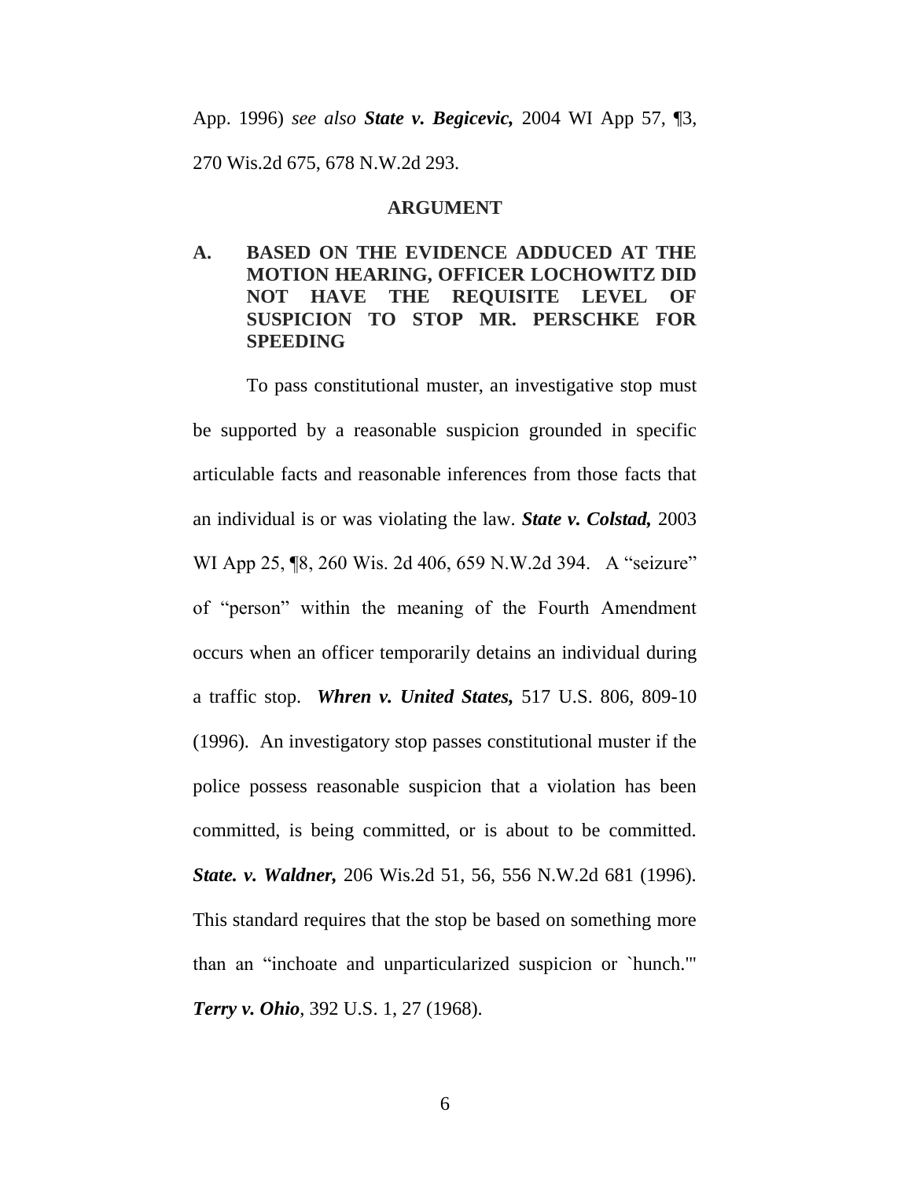App. 1996) *see also* ***State v. Begicevic,*** 2004 WI App 57, ¶3, 270 Wis.2d 675, 678 N.W.2d 293.

## ARGUMENT

### A. BASED ON THE EVIDENCE ADDUCED AT THE MOTION HEARING, OFFICER LOCHOWITZ DID NOT HAVE THE REQUISITE LEVEL OF SUSPICION TO STOP MR. PERSCHKE FOR SPEEDING

To pass constitutional muster, an investigative stop must be supported by a reasonable suspicion grounded in specific articulable facts and reasonable inferences from those facts that an individual is or was violating the law. ***State v. Colstad,*** 2003 WI App 25, ¶8, 260 Wis. 2d 406, 659 N.W.2d 394. A "seizure" of "person" within the meaning of the Fourth Amendment occurs when an officer temporarily detains an individual during a traffic stop. ***Whren v. United States,*** 517 U.S. 806, 809-10 (1996). An investigatory stop passes constitutional muster if the police possess reasonable suspicion that a violation has been committed, is being committed, or is about to be committed. ***State. v. Waldner,*** 206 Wis.2d 51, 56, 556 N.W.2d 681 (1996). This standard requires that the stop be based on something more than an "inchoate and unparticularized suspicion or `hunch.'" ***Terry v. Ohio***, 392 U.S. 1, 27 (1968).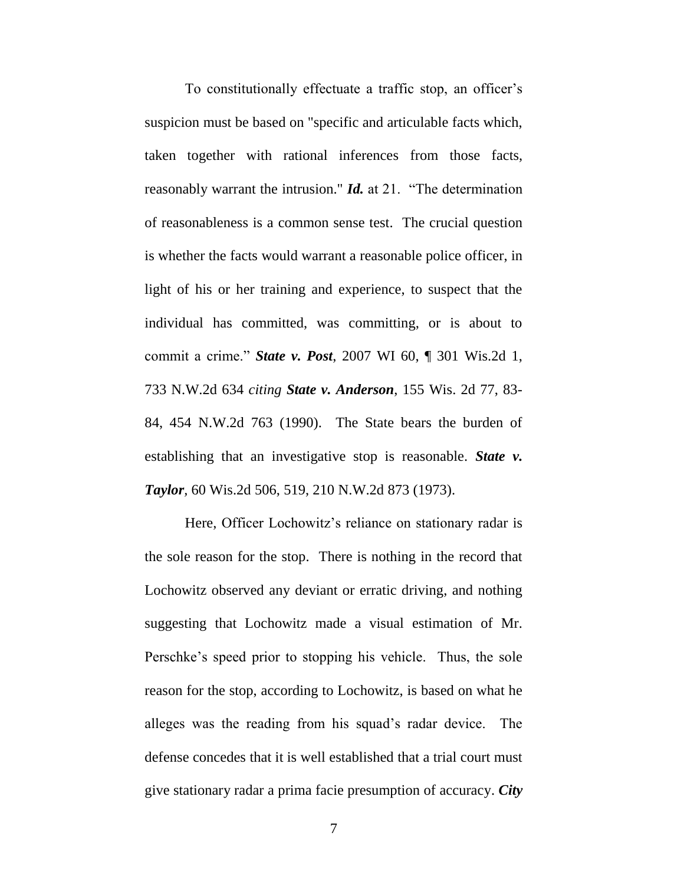To constitutionally effectuate a traffic stop, an officer's suspicion must be based on "specific and articulable facts which, taken together with rational inferences from those facts, reasonably warrant the intrusion." ***Id.*** at 21. "The determination of reasonableness is a common sense test. The crucial question is whether the facts would warrant a reasonable police officer, in light of his or her training and experience, to suspect that the individual has committed, was committing, or is about to commit a crime." ***State v. Post***, 2007 WI 60, ¶ 301 Wis.2d 1, 733 N.W.2d 634 *citing* ***State v. Anderson***, 155 Wis. 2d 77, 83-84, 454 N.W.2d 763 (1990). The State bears the burden of establishing that an investigative stop is reasonable. ***State v. Taylor***, 60 Wis.2d 506, 519, 210 N.W.2d 873 (1973).

Here, Officer Lochowitz's reliance on stationary radar is the sole reason for the stop. There is nothing in the record that Lochowitz observed any deviant or erratic driving, and nothing suggesting that Lochowitz made a visual estimation of Mr. Perschke's speed prior to stopping his vehicle. Thus, the sole reason for the stop, according to Lochowitz, is based on what he alleges was the reading from his squad's radar device. The defense concedes that it is well established that a trial court must give stationary radar a prima facie presumption of accuracy. ***City***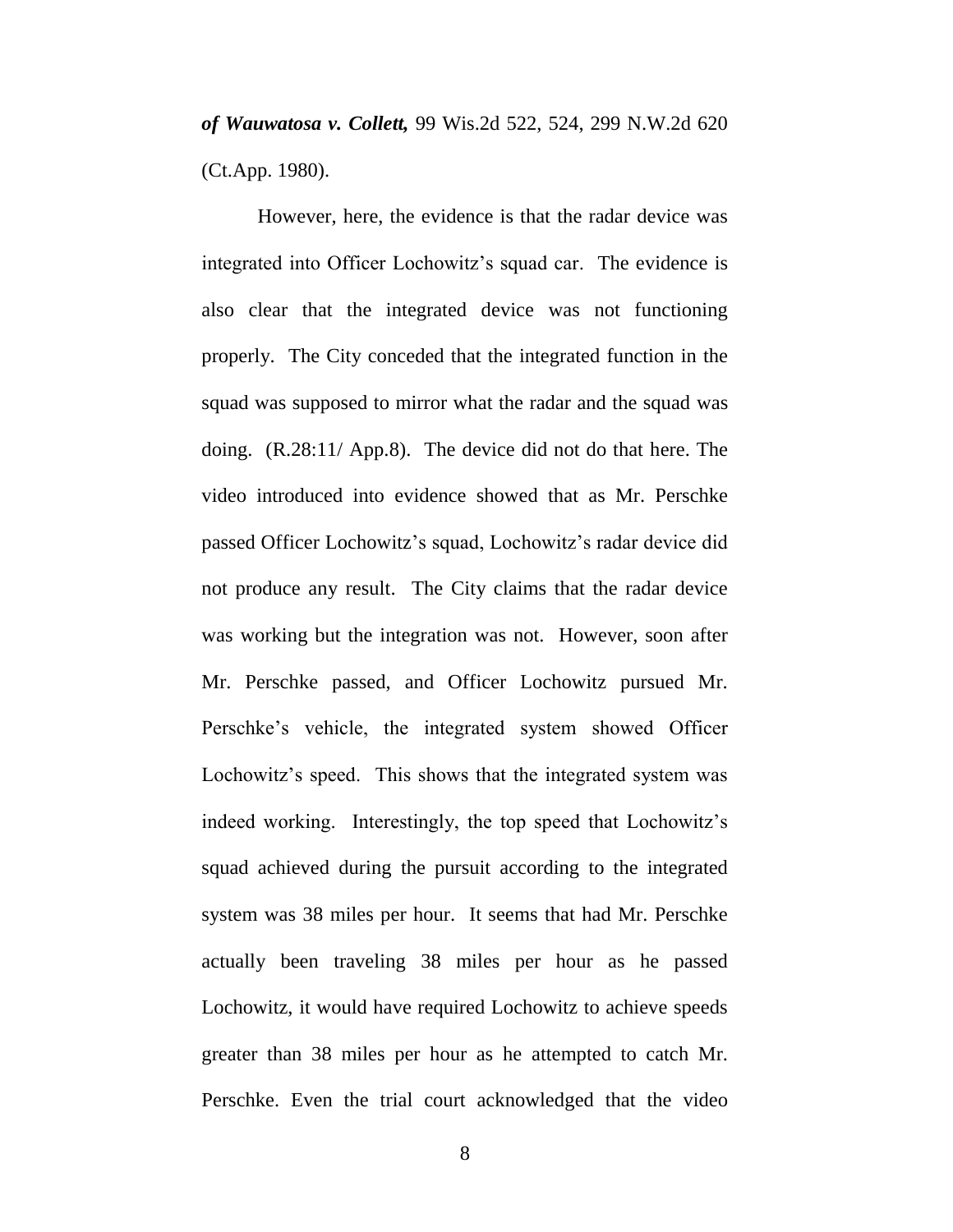***of Wauwatosa v. Collett,*** 99 Wis.2d 522, 524, 299 N.W.2d 620 (Ct.App. 1980).

However, here, the evidence is that the radar device was integrated into Officer Lochowitz's squad car. The evidence is also clear that the integrated device was not functioning properly. The City conceded that the integrated function in the squad was supposed to mirror what the radar and the squad was doing. (R.28:11/ App.8). The device did not do that here. The video introduced into evidence showed that as Mr. Perschke passed Officer Lochowitz's squad, Lochowitz's radar device did not produce any result. The City claims that the radar device was working but the integration was not. However, soon after Mr. Perschke passed, and Officer Lochowitz pursued Mr. Perschke's vehicle, the integrated system showed Officer Lochowitz's speed. This shows that the integrated system was indeed working. Interestingly, the top speed that Lochowitz's squad achieved during the pursuit according to the integrated system was 38 miles per hour. It seems that had Mr. Perschke actually been traveling 38 miles per hour as he passed Lochowitz, it would have required Lochowitz to achieve speeds greater than 38 miles per hour as he attempted to catch Mr. Perschke. Even the trial court acknowledged that the video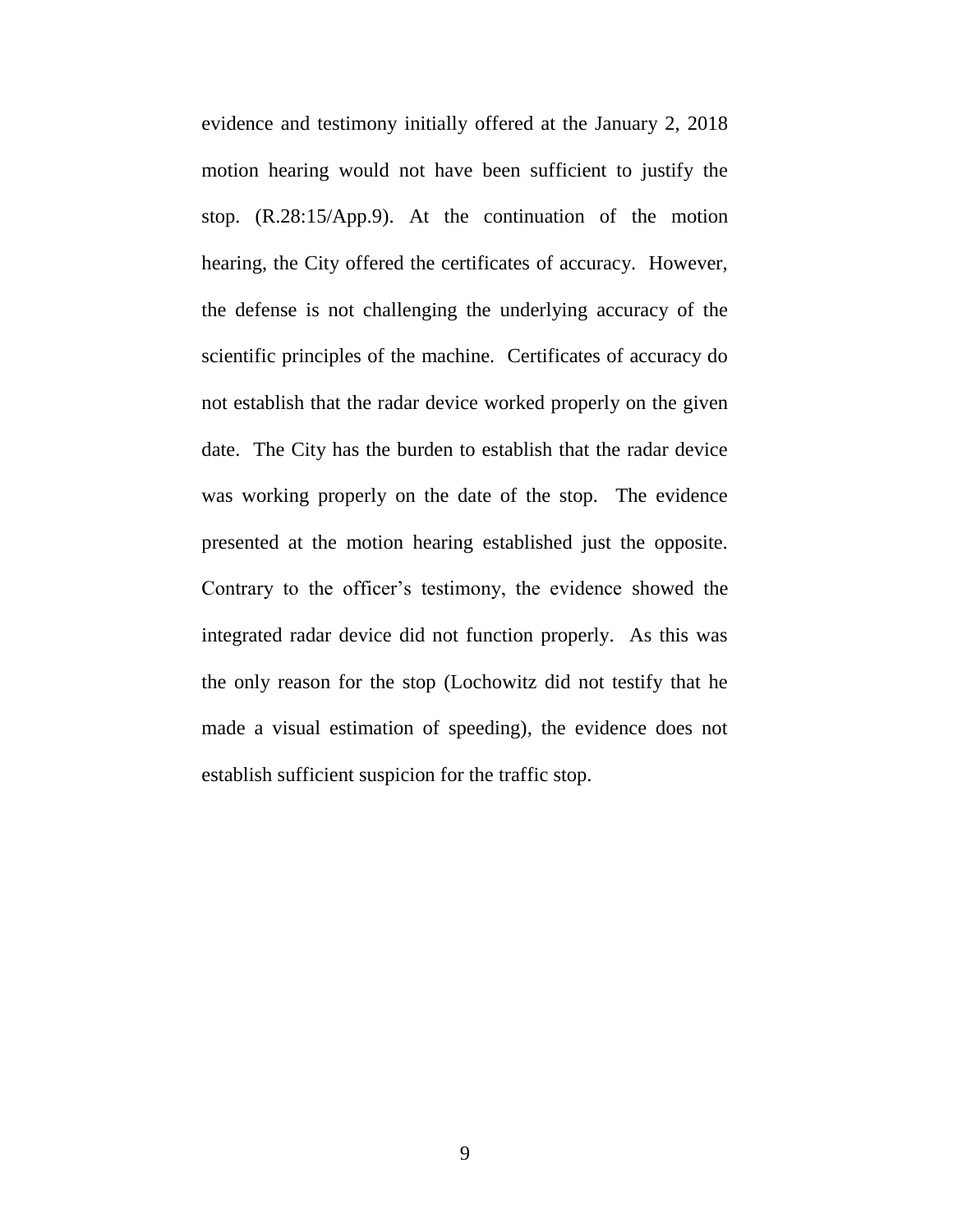evidence and testimony initially offered at the January 2, 2018 motion hearing would not have been sufficient to justify the stop. (R.28:15/App.9). At the continuation of the motion hearing, the City offered the certificates of accuracy. However, the defense is not challenging the underlying accuracy of the scientific principles of the machine. Certificates of accuracy do not establish that the radar device worked properly on the given date. The City has the burden to establish that the radar device was working properly on the date of the stop. The evidence presented at the motion hearing established just the opposite. Contrary to the officer's testimony, the evidence showed the integrated radar device did not function properly. As this was the only reason for the stop (Lochowitz did not testify that he made a visual estimation of speeding), the evidence does not establish sufficient suspicion for the traffic stop.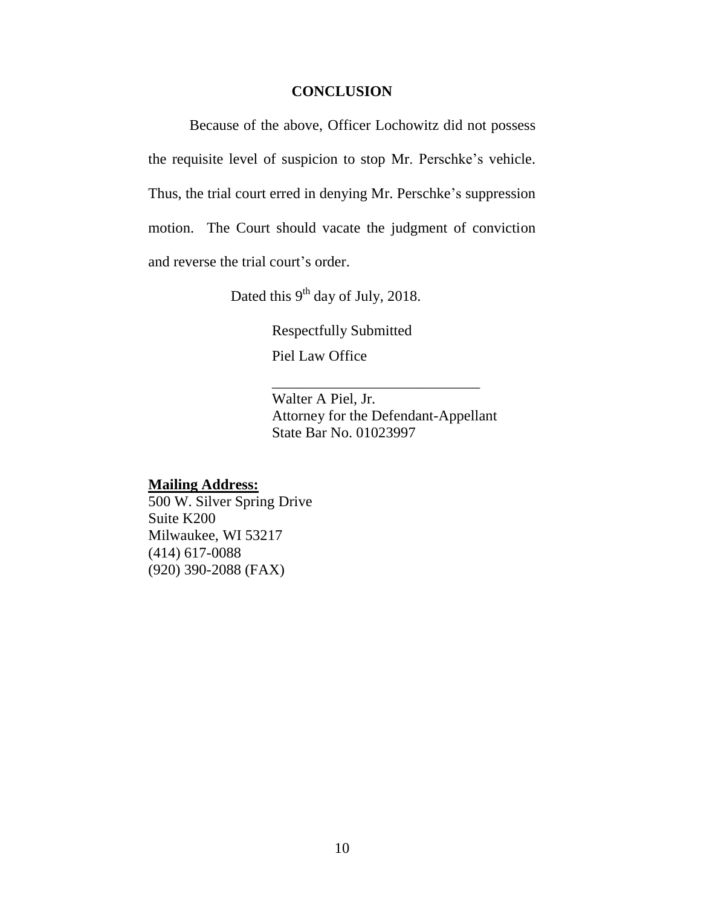## CONCLUSION

Because of the above, Officer Lochowitz did not possess the requisite level of suspicion to stop Mr. Perschke's vehicle. Thus, the trial court erred in denying Mr. Perschke's suppression motion. The Court should vacate the judgment of conviction and reverse the trial court's order.

Dated this 9th day of July, 2018.

Respectfully Submitted

Piel Law Office

\_\_\_\_\_\_\_\_\_\_\_\_\_\_\_\_\_\_\_\_\_\_\_\_\_\_\_\_\_
Walter A Piel, Jr.
Attorney for the Defendant-Appellant
State Bar No. 01023997

**Mailing Address:**
500 W. Silver Spring Drive
Suite K200
Milwaukee, WI 53217
(414) 617-0088
(920) 390-2088 (FAX)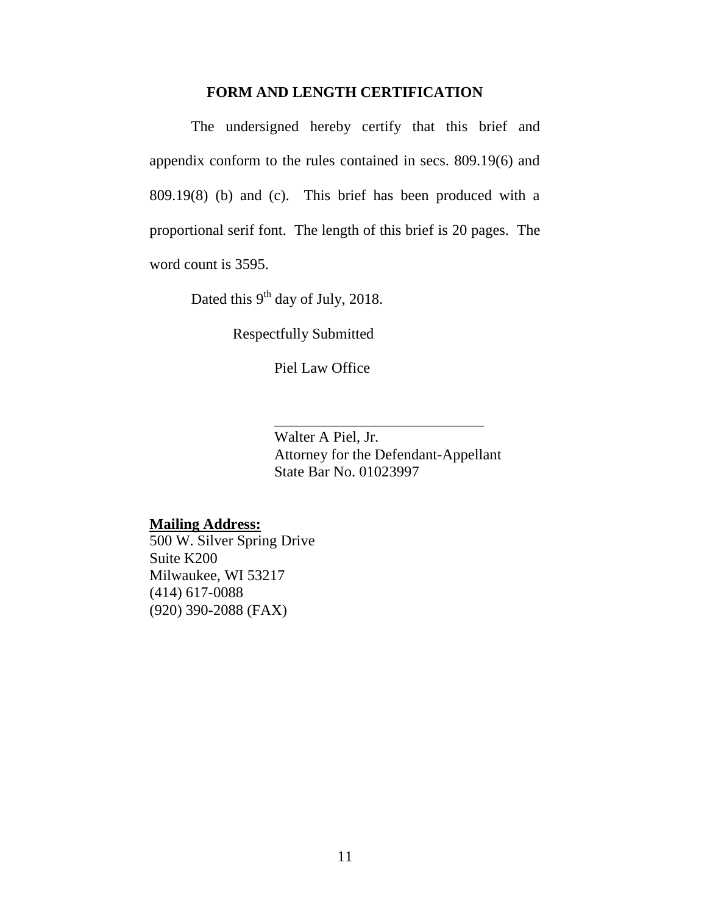## FORM AND LENGTH CERTIFICATION

The undersigned hereby certify that this brief and appendix conform to the rules contained in secs. 809.19(6) and 809.19(8) (b) and (c). This brief has been produced with a proportional serif font. The length of this brief is 20 pages. The word count is 3595.

Dated this 9th day of July, 2018.

Respectfully Submitted

Piel Law Office

\_\_\_\_\_\_\_\_\_\_\_\_\_\_\_\_\_\_\_\_\_\_\_\_\_\_\_\_\_\_
Walter A Piel, Jr.
Attorney for the Defendant-Appellant
State Bar No. 01023997

**Mailing Address:**
500 W. Silver Spring Drive
Suite K200
Milwaukee, WI 53217
(414) 617-0088
(920) 390-2088 (FAX)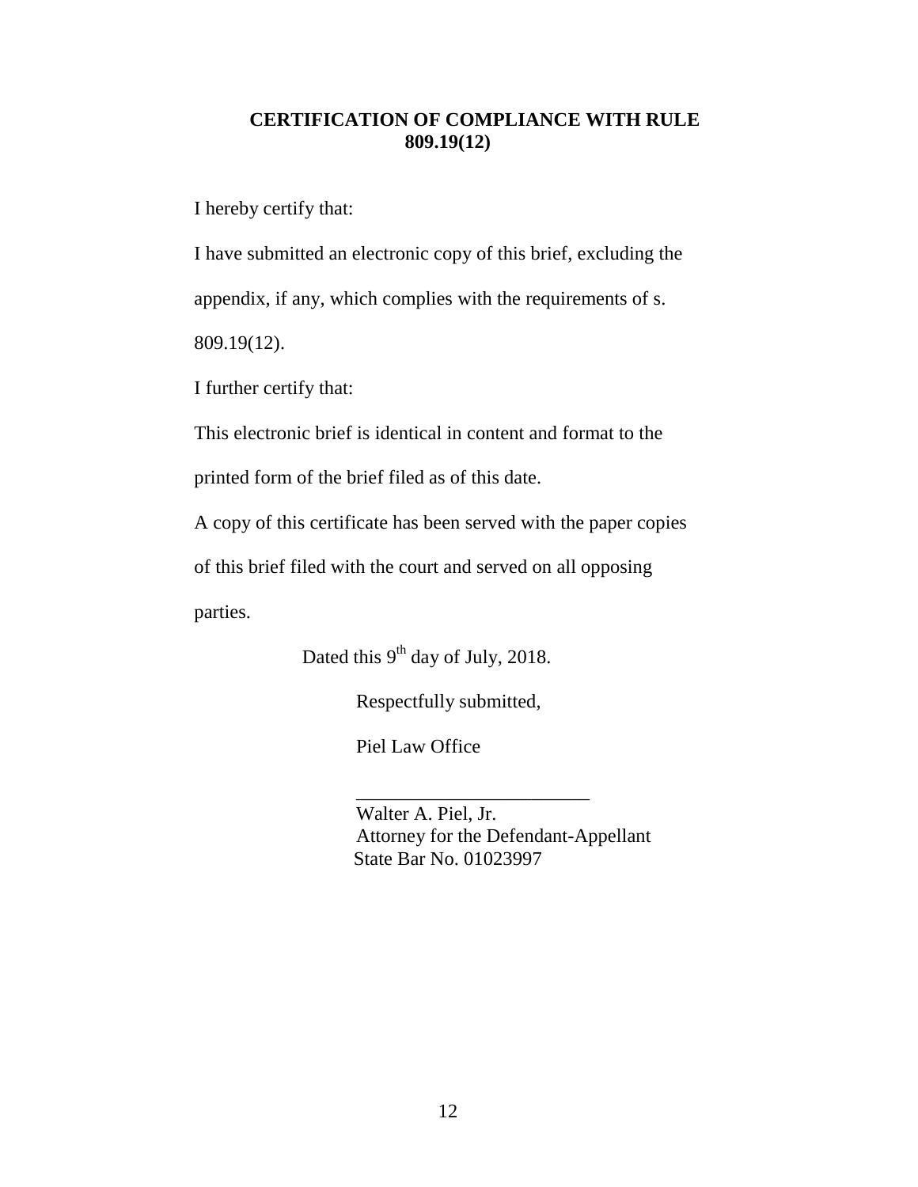## CERTIFICATION OF COMPLIANCE WITH RULE 809.19(12)

I hereby certify that:

I have submitted an electronic copy of this brief, excluding the appendix, if any, which complies with the requirements of s. 809.19(12).

I further certify that:

This electronic brief is identical in content and format to the printed form of the brief filed as of this date.

A copy of this certificate has been served with the paper copies of this brief filed with the court and served on all opposing parties.

Dated this 9th day of July, 2018.

Respectfully submitted,

Piel Law Office

\_\_\_\_\_\_\_\_\_\_\_\_\_\_\_\_\_\_\_\_\_\_\_\_\_

Walter A. Piel, Jr.
Attorney for the Defendant-Appellant
State Bar No. 01023997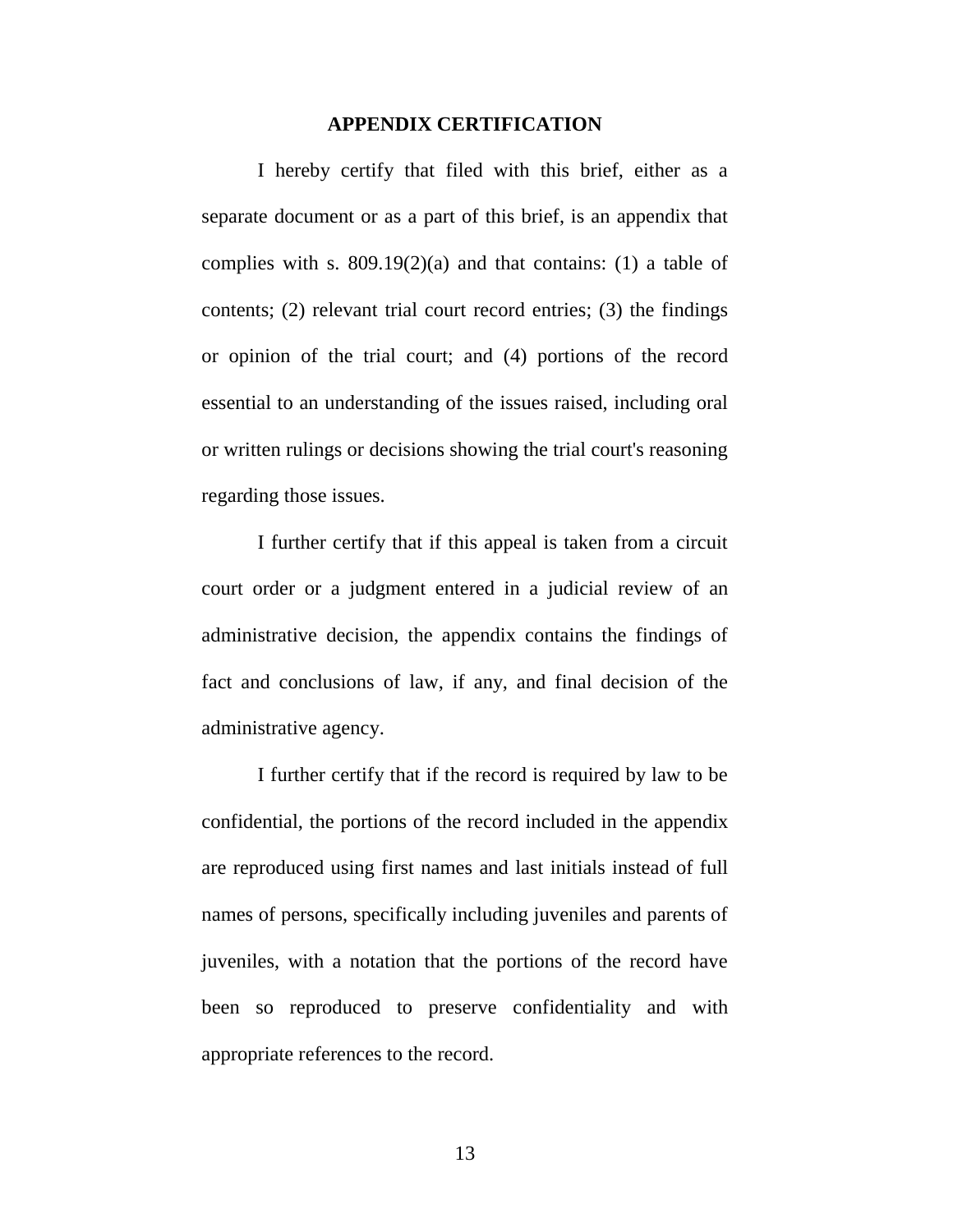## APPENDIX CERTIFICATION

I hereby certify that filed with this brief, either as a separate document or as a part of this brief, is an appendix that complies with s. 809.19(2)(a) and that contains: (1) a table of contents; (2) relevant trial court record entries; (3) the findings or opinion of the trial court; and (4) portions of the record essential to an understanding of the issues raised, including oral or written rulings or decisions showing the trial court's reasoning regarding those issues.

I further certify that if this appeal is taken from a circuit court order or a judgment entered in a judicial review of an administrative decision, the appendix contains the findings of fact and conclusions of law, if any, and final decision of the administrative agency.

I further certify that if the record is required by law to be confidential, the portions of the record included in the appendix are reproduced using first names and last initials instead of full names of persons, specifically including juveniles and parents of juveniles, with a notation that the portions of the record have been so reproduced to preserve confidentiality and with appropriate references to the record.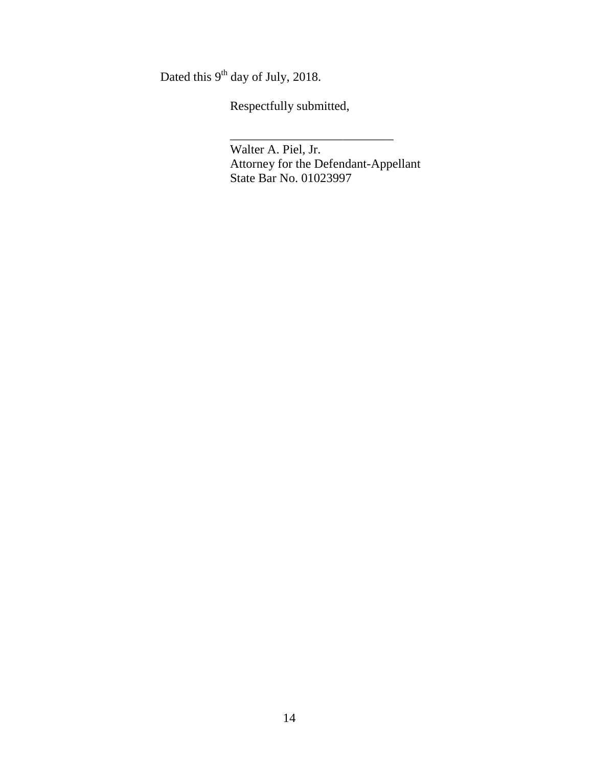Dated this 9th day of July, 2018.

Respectfully submitted,

\_\_\_\_\_\_\_\_\_\_\_\_\_\_\_\_\_\_\_\_\_\_\_\_\_\_\_\_

Walter A. Piel, Jr.
Attorney for the Defendant-Appellant
State Bar No. 01023997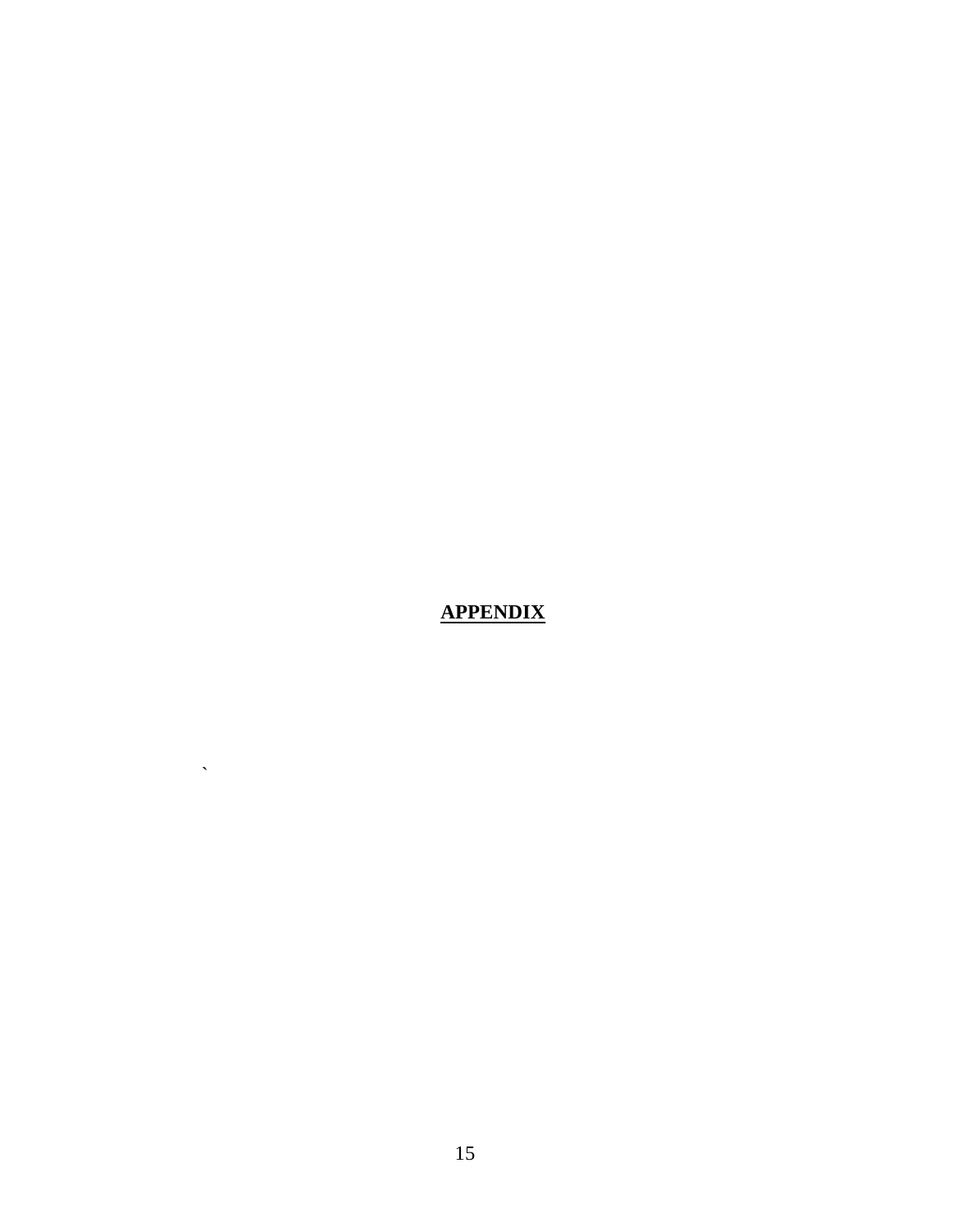**APPENDIX**

`